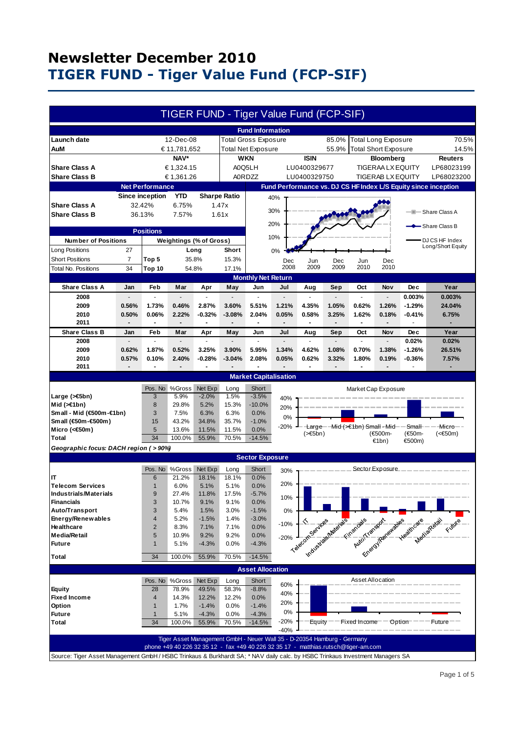# Newsletter December 2010

## TIGER FUND - Tiger Value Fund (FCP-SIF)

### TIGER FUND - Tiger Value Fund (FCP-SIF)

#### Fund Information

| | | | | | |
|---|---|---|---|---|---|
| **Launch date** | 12-Dec-08 | Total Gross Exposure | 85.0% | Total Long Exposure | 70.5% |
| **AuM** | € 11,781,652 | Total Net Exposure | 55.9% | Total Short Exposure | 14.5% |

| | NAV* | WKN | ISIN | Bloomberg | Reuters |
|---|---|---|---|---|---|
| **Share Class A** | € 1,324.15 | A0Q5LH | LU0400329677 | TIGERAA LX EQUITY | LP68023199 |
| **Share Class B** | € 1,361.26 | A0RDZZ | LU0400329750 | TIGERAB LX EQUITY | LP68023200 |

#### Net Performance

| | Since inception | YTD | Sharpe Ratio |
|---|---|---|---|
| **Share Class A** | 32.42% | 6.75% | 1.47x |
| **Share Class B** | 36.13% | 7.57% | 1.61x |

#### Fund Performance vs. DJ CS HF Index L/S Equity since inception

Chart legend: Share Class A, Share Class B, DJ CS HF Index Long/Short Equity (x-axis: Dec 2008, Jun 2009, Dec 2009, Jun 2010, Dec 2010; y-axis: 0% to 40%)

#### Positions

| Number of Positions | | Weightings (% of Gross) | Long | Short |
|---|---|---|---|---|
| Long Positions | 27 | Top 5 | 35.8% | 15.3% |
| Short Positions | 7 | Top 10 | 54.8% | 17.1% |
| Total No. Positions | 34 | | | |

#### Monthly Net Return

| Share Class A | Jan | Feb | Mar | Apr | May | Jun | Jul | Aug | Sep | Oct | Nov | Dec | Year |
|---|---|---|---|---|---|---|---|---|---|---|---|---|---|
| **2008** | - | - | - | - | - | - | - | - | - | - | - | 0.003% | 0.003% |
| **2009** | 0.56% | 1.73% | 0.46% | 2.87% | 3.60% | 5.51% | 1.21% | 4.35% | 1.05% | 0.62% | 1.26% | -1.29% | 24.04% |
| **2010** | 0.50% | 0.06% | 2.22% | -0.32% | -3.08% | 2.04% | 0.05% | 0.58% | 3.25% | 1.62% | 0.18% | -0.41% | 6.75% |
| **2011** | - | - | - | - | - | - | - | - | - | - | - | - | - |

| Share Class B | Jan | Feb | Mar | Apr | May | Jun | Jul | Aug | Sep | Oct | Nov | Dec | Year |
|---|---|---|---|---|---|---|---|---|---|---|---|---|---|
| **2008** | - | - | - | - | - | - | - | - | - | - | - | 0.02% | 0.02% |
| **2009** | 0.62% | 1.87% | 0.52% | 3.25% | 3.90% | 5.95% | 1.34% | 4.62% | 1.08% | 0.70% | 1.38% | -1.26% | 26.51% |
| **2010** | 0.57% | 0.10% | 2.40% | -0.28% | -3.04% | 2.08% | 0.05% | 0.62% | 3.32% | 1.80% | 0.19% | -0.36% | 7.57% |
| **2011** | - | - | - | - | - | - | - | - | - | - | - | - | - |

#### Market Capitalisation

| | Pos. No | %Gross | Net Exp | Long | Short |
|---|---|---|---|---|---|
| **Large (>€5bn)** | 3 | 5.9% | -2.0% | 1.5% | -3.5% |
| **Mid (>€1bn)** | 8 | 29.8% | 5.2% | 15.3% | -10.0% |
| **Small - Mid (€500m-€1bn)** | 3 | 7.5% | 6.3% | 6.3% | 0.0% |
| **Small (€50m-€500m)** | 15 | 43.2% | 34.8% | 35.7% | -1.0% |
| **Micro (<€50m)** | 5 | 13.6% | 11.5% | 11.5% | 0.0% |
| **Total** | 34 | 100.0% | 55.9% | 70.5% | -14.5% |

*Geographic focus: DACH region ( > 90%)*

#### Sector Exposure

| | Pos. No | %Gross | Net Exp | Long | Short |
|---|---|---|---|---|---|
| **IT** | 6 | 21.2% | 18.1% | 18.1% | 0.0% |
| **Telecom Services** | 1 | 6.0% | 5.1% | 5.1% | 0.0% |
| **Industrials/Materials** | 9 | 27.4% | 11.8% | 17.5% | -5.7% |
| **Financials** | 3 | 10.7% | 9.1% | 9.1% | 0.0% |
| **Auto/Transport** | 3 | 5.4% | 1.5% | 3.0% | -1.5% |
| **Energy/Renewables** | 4 | 5.2% | -1.5% | 1.4% | -3.0% |
| **Healthcare** | 2 | 8.3% | 7.1% | 7.1% | 0.0% |
| **Media/Retail** | 5 | 10.9% | 9.2% | 9.2% | 0.0% |
| **Future** | 1 | 5.1% | -4.3% | 0.0% | -4.3% |
| **Total** | 34 | 100.0% | 55.9% | 70.5% | -14.5% |

#### Asset Allocation

| | Pos. No | %Gross | Net Exp | Long | Short |
|---|---|---|---|---|---|
| **Equity** | 28 | 78.9% | 49.5% | 58.3% | -8.8% |
| **Fixed Income** | 4 | 14.3% | 12.2% | 12.2% | 0.0% |
| **Option** | 1 | 1.7% | -1.4% | 0.0% | -1.4% |
| **Future** | 1 | 5.1% | -4.3% | 0.0% | -4.3% |
| **Total** | 34 | 100.0% | 55.9% | 70.5% | -14.5% |

Tiger Asset Management GmbH - Neuer Wall 35 - D-20354 Hamburg - Germany
phone +49 40 226 32 35 12 - fax +49 40 226 32 35 17 - matthias.rutsch@tiger-am.com

Source: Tiger Asset Management GmbH / HSBC Trinkaus & Burkhardt SA; * NAV daily calc. by HSBC Trinkaus Investment Managers SA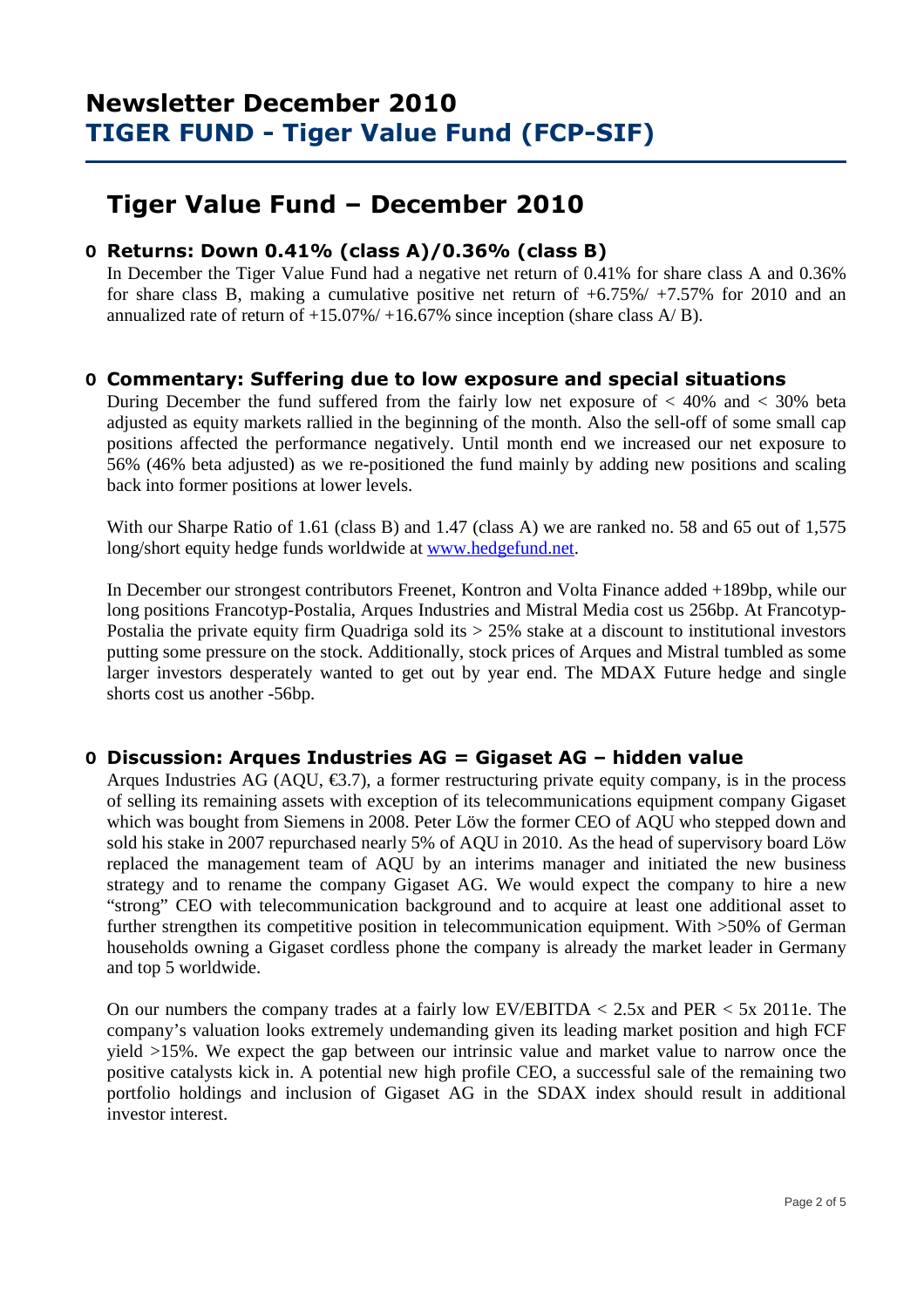# Newsletter December 2010
## TIGER FUND - Tiger Value Fund (FCP-SIF)

# Tiger Value Fund – December 2010

### o Returns: Down 0.41% (class A)/0.36% (class B)

In December the Tiger Value Fund had a negative net return of 0.41% for share class A and 0.36% for share class B, making a cumulative positive net return of +6.75%/ +7.57% for 2010 and an annualized rate of return of +15.07%/ +16.67% since inception (share class A/ B).

### o Commentary: Suffering due to low exposure and special situations

During December the fund suffered from the fairly low net exposure of < 40% and < 30% beta adjusted as equity markets rallied in the beginning of the month. Also the sell-off of some small cap positions affected the performance negatively. Until month end we increased our net exposure to 56% (46% beta adjusted) as we re-positioned the fund mainly by adding new positions and scaling back into former positions at lower levels.

With our Sharpe Ratio of 1.61 (class B) and 1.47 (class A) we are ranked no. 58 and 65 out of 1,575 long/short equity hedge funds worldwide at [www.hedgefund.net](http://www.hedgefund.net).

In December our strongest contributors Freenet, Kontron and Volta Finance added +189bp, while our long positions Francotyp-Postalia, Arques Industries and Mistral Media cost us 256bp. At Francotyp-Postalia the private equity firm Quadriga sold its > 25% stake at a discount to institutional investors putting some pressure on the stock. Additionally, stock prices of Arques and Mistral tumbled as some larger investors desperately wanted to get out by year end. The MDAX Future hedge and single shorts cost us another -56bp.

### o Discussion: Arques Industries AG = Gigaset AG – hidden value

Arques Industries AG (AQU, €3.7), a former restructuring private equity company, is in the process of selling its remaining assets with exception of its telecommunications equipment company Gigaset which was bought from Siemens in 2008. Peter Löw the former CEO of AQU who stepped down and sold his stake in 2007 repurchased nearly 5% of AQU in 2010. As the head of supervisory board Löw replaced the management team of AQU by an interims manager and initiated the new business strategy and to rename the company Gigaset AG. We would expect the company to hire a new "strong" CEO with telecommunication background and to acquire at least one additional asset to further strengthen its competitive position in telecommunication equipment. With >50% of German households owning a Gigaset cordless phone the company is already the market leader in Germany and top 5 worldwide.

On our numbers the company trades at a fairly low EV/EBITDA < 2.5x and PER < 5x 2011e. The company's valuation looks extremely undemanding given its leading market position and high FCF yield >15%. We expect the gap between our intrinsic value and market value to narrow once the positive catalysts kick in. A potential new high profile CEO, a successful sale of the remaining two portfolio holdings and inclusion of Gigaset AG in the SDAX index should result in additional investor interest.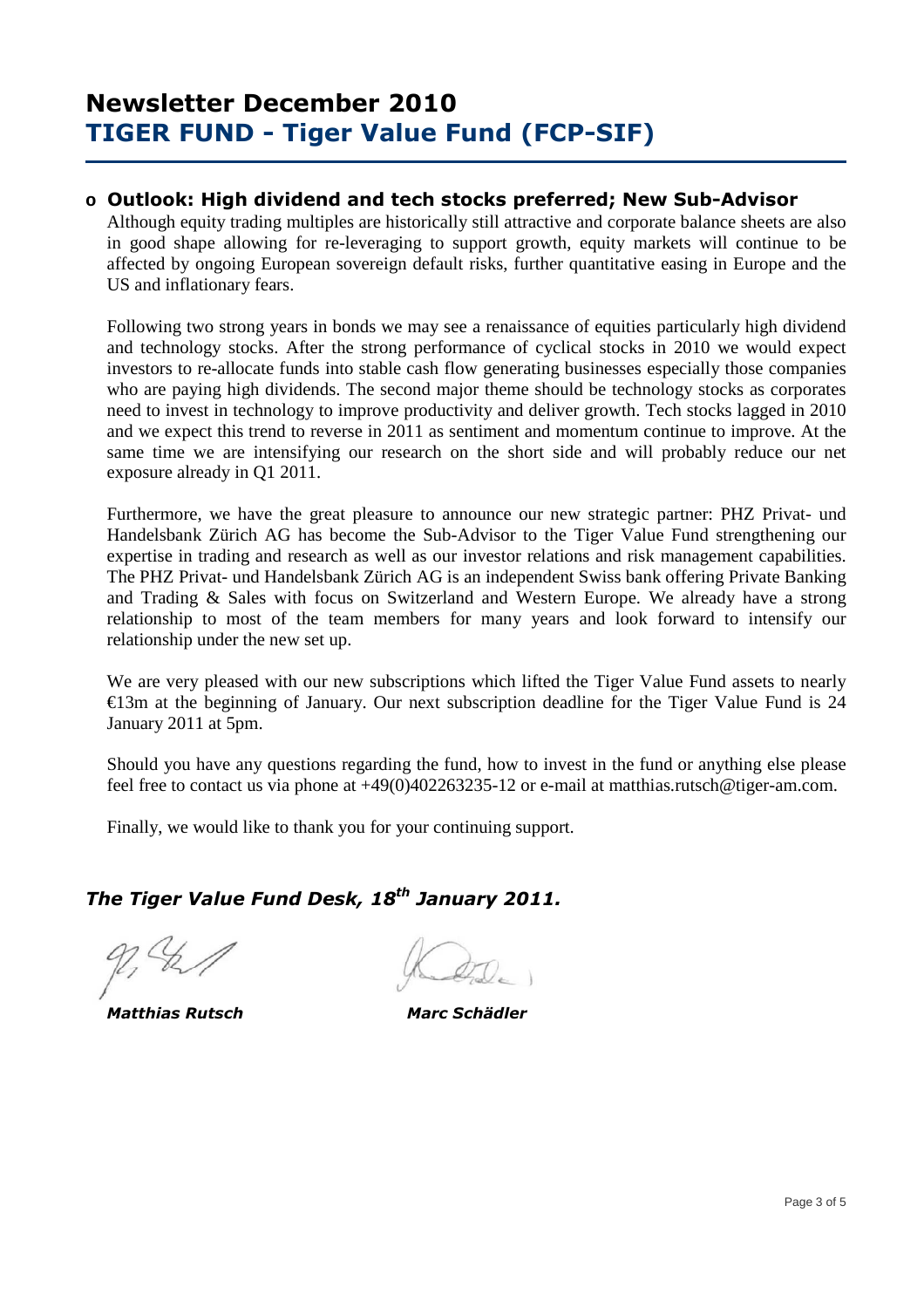# Newsletter December 2010
## TIGER FUND - Tiger Value Fund (FCP-SIF)

- **Outlook: High dividend and tech stocks preferred; New Sub-Advisor**

Although equity trading multiples are historically still attractive and corporate balance sheets are also in good shape allowing for re-leveraging to support growth, equity markets will continue to be affected by ongoing European sovereign default risks, further quantitative easing in Europe and the US and inflationary fears.

Following two strong years in bonds we may see a renaissance of equities particularly high dividend and technology stocks. After the strong performance of cyclical stocks in 2010 we would expect investors to re-allocate funds into stable cash flow generating businesses especially those companies who are paying high dividends. The second major theme should be technology stocks as corporates need to invest in technology to improve productivity and deliver growth. Tech stocks lagged in 2010 and we expect this trend to reverse in 2011 as sentiment and momentum continue to improve. At the same time we are intensifying our research on the short side and will probably reduce our net exposure already in Q1 2011.

Furthermore, we have the great pleasure to announce our new strategic partner: PHZ Privat- und Handelsbank Zürich AG has become the Sub-Advisor to the Tiger Value Fund strengthening our expertise in trading and research as well as our investor relations and risk management capabilities. The PHZ Privat- und Handelsbank Zürich AG is an independent Swiss bank offering Private Banking and Trading & Sales with focus on Switzerland and Western Europe. We already have a strong relationship to most of the team members for many years and look forward to intensify our relationship under the new set up.

We are very pleased with our new subscriptions which lifted the Tiger Value Fund assets to nearly €13m at the beginning of January. Our next subscription deadline for the Tiger Value Fund is 24 January 2011 at 5pm.

Should you have any questions regarding the fund, how to invest in the fund or anything else please feel free to contact us via phone at +49(0)402263235-12 or e-mail at matthias.rutsch@tiger-am.com.

Finally, we would like to thank you for your continuing support.

***The Tiger Value Fund Desk, 18th January 2011.***

***Matthias Rutsch*** ***Marc Schädler***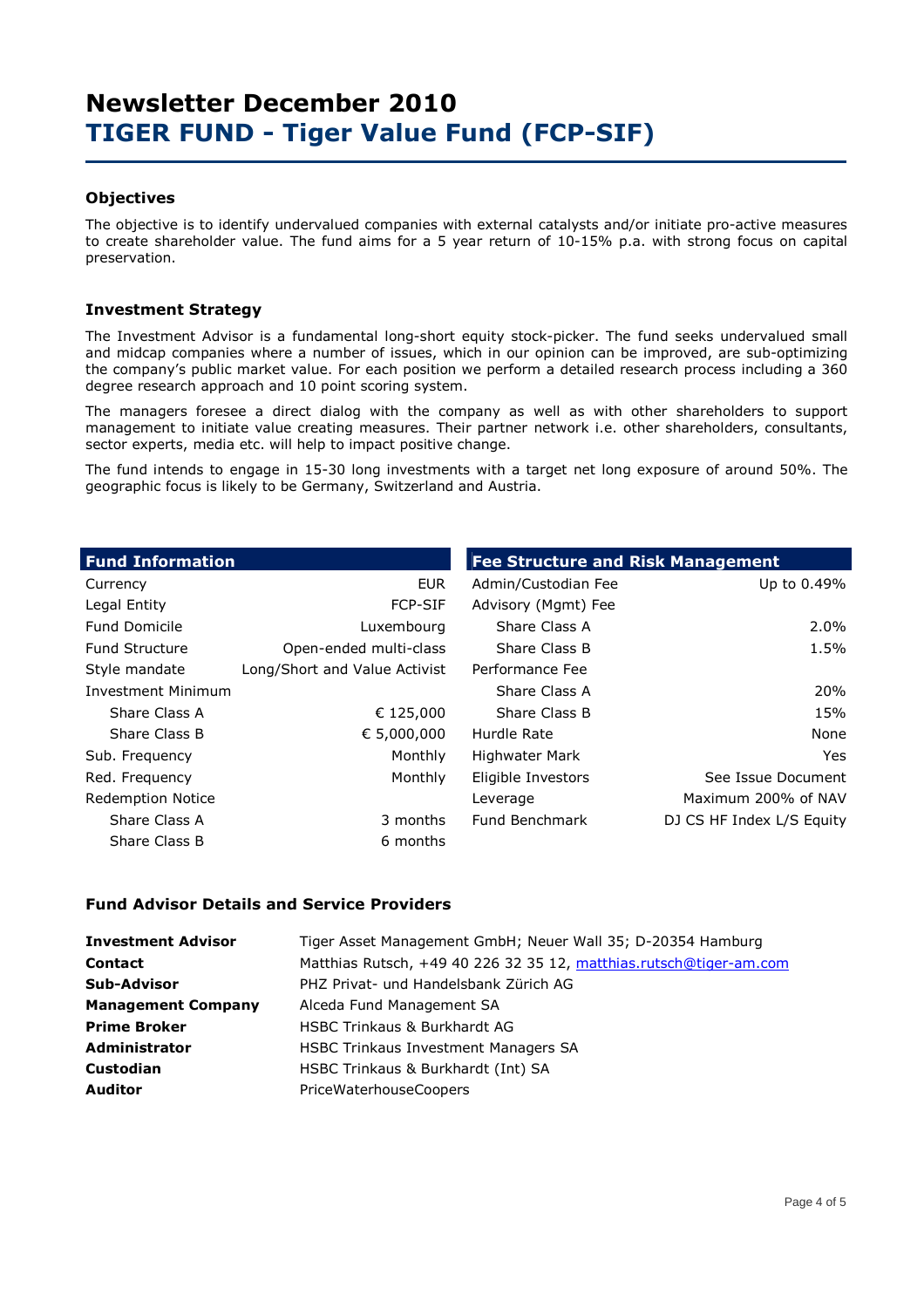# Newsletter December 2010

# TIGER FUND - Tiger Value Fund (FCP-SIF)

### Objectives

The objective is to identify undervalued companies with external catalysts and/or initiate pro-active measures to create shareholder value. The fund aims for a 5 year return of 10-15% p.a. with strong focus on capital preservation.

### Investment Strategy

The Investment Advisor is a fundamental long-short equity stock-picker. The fund seeks undervalued small and midcap companies where a number of issues, which in our opinion can be improved, are sub-optimizing the company's public market value. For each position we perform a detailed research process including a 360 degree research approach and 10 point scoring system.

The managers foresee a direct dialog with the company as well as with other shareholders to support management to initiate value creating measures. Their partner network i.e. other shareholders, consultants, sector experts, media etc. will help to impact positive change.

The fund intends to engage in 15-30 long investments with a target net long exposure of around 50%. The geographic focus is likely to be Germany, Switzerland and Austria.

| Fund Information | |
|---|---|
| Currency | EUR |
| Legal Entity | FCP-SIF |
| Fund Domicile | Luxembourg |
| Fund Structure | Open-ended multi-class |
| Style mandate | Long/Short and Value Activist |
| Investment Minimum | |
| Share Class A | € 125,000 |
| Share Class B | € 5,000,000 |
| Sub. Frequency | Monthly |
| Red. Frequency | Monthly |
| Redemption Notice | |
| Share Class A | 3 months |
| Share Class B | 6 months |

| Fee Structure and Risk Management | |
|---|---|
| Admin/Custodian Fee | Up to 0.49% |
| Advisory (Mgmt) Fee | |
| Share Class A | 2.0% |
| Share Class B | 1.5% |
| Performance Fee | |
| Share Class A | 20% |
| Share Class B | 15% |
| Hurdle Rate | None |
| Highwater Mark | Yes |
| Eligible Investors | See Issue Document |
| Leverage | Maximum 200% of NAV |
| Fund Benchmark | DJ CS HF Index L/S Equity |

### Fund Advisor Details and Service Providers

| | |
|---|---|
| **Investment Advisor** | Tiger Asset Management GmbH; Neuer Wall 35; D-20354 Hamburg |
| **Contact** | Matthias Rutsch, +49 40 226 32 35 12, matthias.rutsch@tiger-am.com |
| **Sub-Advisor** | PHZ Privat- und Handelsbank Zürich AG |
| **Management Company** | Alceda Fund Management SA |
| **Prime Broker** | HSBC Trinkaus & Burkhardt AG |
| **Administrator** | HSBC Trinkaus Investment Managers SA |
| **Custodian** | HSBC Trinkaus & Burkhardt (Int) SA |
| **Auditor** | PriceWaterhouseCoopers |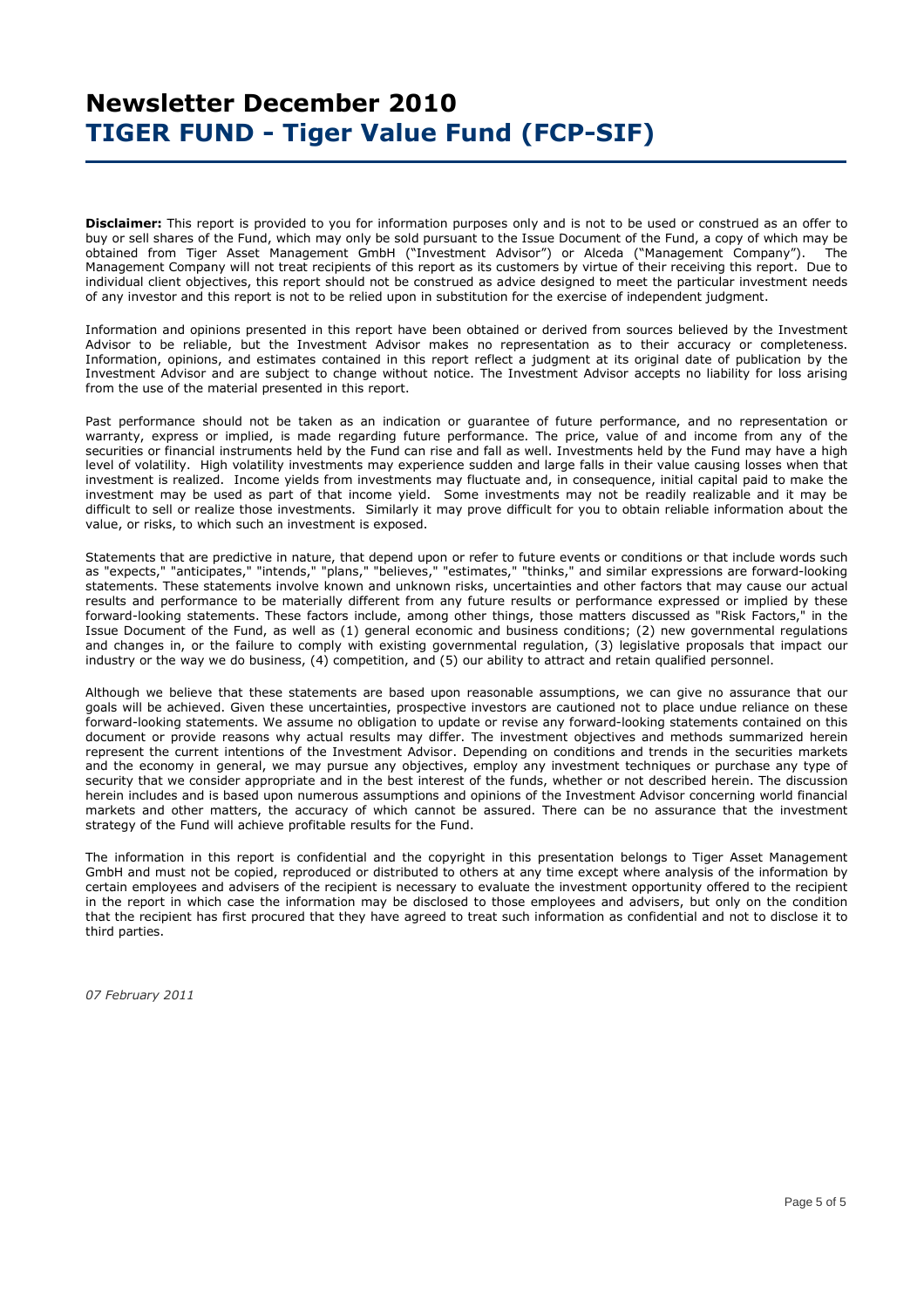# Newsletter December 2010
# TIGER FUND - Tiger Value Fund (FCP-SIF)

**Disclaimer:** This report is provided to you for information purposes only and is not to be used or construed as an offer to buy or sell shares of the Fund, which may only be sold pursuant to the Issue Document of the Fund, a copy of which may be obtained from Tiger Asset Management GmbH ("Investment Advisor") or Alceda ("Management Company"). The Management Company will not treat recipients of this report as its customers by virtue of their receiving this report. Due to individual client objectives, this report should not be construed as advice designed to meet the particular investment needs of any investor and this report is not to be relied upon in substitution for the exercise of independent judgment.

Information and opinions presented in this report have been obtained or derived from sources believed by the Investment Advisor to be reliable, but the Investment Advisor makes no representation as to their accuracy or completeness. Information, opinions, and estimates contained in this report reflect a judgment at its original date of publication by the Investment Advisor and are subject to change without notice. The Investment Advisor accepts no liability for loss arising from the use of the material presented in this report.

Past performance should not be taken as an indication or guarantee of future performance, and no representation or warranty, express or implied, is made regarding future performance. The price, value of and income from any of the securities or financial instruments held by the Fund can rise and fall as well. Investments held by the Fund may have a high level of volatility. High volatility investments may experience sudden and large falls in their value causing losses when that investment is realized. Income yields from investments may fluctuate and, in consequence, initial capital paid to make the investment may be used as part of that income yield. Some investments may not be readily realizable and it may be difficult to sell or realize those investments. Similarly it may prove difficult for you to obtain reliable information about the value, or risks, to which such an investment is exposed.

Statements that are predictive in nature, that depend upon or refer to future events or conditions or that include words such as "expects," "anticipates," "intends," "plans," "believes," "estimates," "thinks," and similar expressions are forward-looking statements. These statements involve known and unknown risks, uncertainties and other factors that may cause our actual results and performance to be materially different from any future results or performance expressed or implied by these forward-looking statements. These factors include, among other things, those matters discussed as "Risk Factors," in the Issue Document of the Fund, as well as (1) general economic and business conditions; (2) new governmental regulations and changes in, or the failure to comply with existing governmental regulation, (3) legislative proposals that impact our industry or the way we do business, (4) competition, and (5) our ability to attract and retain qualified personnel.

Although we believe that these statements are based upon reasonable assumptions, we can give no assurance that our goals will be achieved. Given these uncertainties, prospective investors are cautioned not to place undue reliance on these forward-looking statements. We assume no obligation to update or revise any forward-looking statements contained on this document or provide reasons why actual results may differ. The investment objectives and methods summarized herein represent the current intentions of the Investment Advisor. Depending on conditions and trends in the securities markets and the economy in general, we may pursue any objectives, employ any investment techniques or purchase any type of security that we consider appropriate and in the best interest of the funds, whether or not described herein. The discussion herein includes and is based upon numerous assumptions and opinions of the Investment Advisor concerning world financial markets and other matters, the accuracy of which cannot be assured. There can be no assurance that the investment strategy of the Fund will achieve profitable results for the Fund.

The information in this report is confidential and the copyright in this presentation belongs to Tiger Asset Management GmbH and must not be copied, reproduced or distributed to others at any time except where analysis of the information by certain employees and advisers of the recipient is necessary to evaluate the investment opportunity offered to the recipient in the report in which case the information may be disclosed to those employees and advisers, but only on the condition that the recipient has first procured that they have agreed to treat such information as confidential and not to disclose it to third parties.

*07 February 2011*